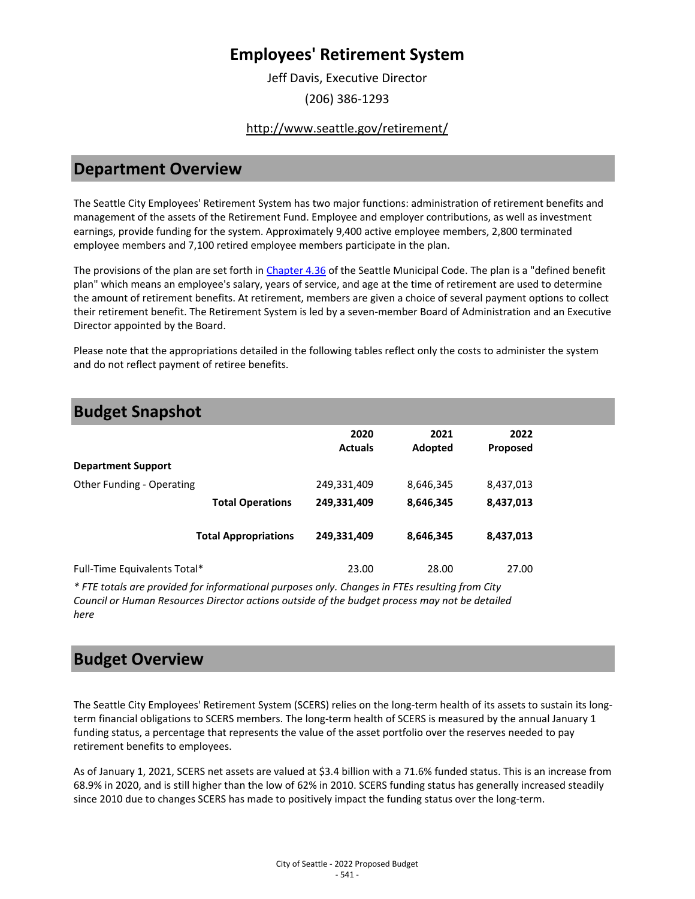# Employees' Retirement System

Jeff Davis, Executive Director

(206) 386-1293

http://www.seattle.gov/retirement/

## Department Overview

The Seattle City Employees' Retirement System has two major functions: administration of retirement benefits and management of the assets of the Retirement Fund. Employee and employer contributions, as well as investment earnings, provide funding for the system. Approximately 9,400 active employee members, 2,800 terminated employee members and 7,100 retired employee members participate in the plan.

The provisions of the plan are set forth in Chapter 4.36 of the Seattle Municipal Code. The plan is a "defined benefit plan" which means an employee's salary, years of service, and age at the time of retirement are used to determine the amount of retirement benefits. At retirement, members are given a choice of several payment options to collect their retirement benefit. The Retirement System is led by a seven-member Board of Administration and an Executive Director appointed by the Board.

Please note that the appropriations detailed in the following tables reflect only the costs to administer the system and do not reflect payment of retiree benefits.

## Budget Snapshot

| | 2020 Actuals | 2021 Adopted | 2022 Proposed |
|---|---|---|---|
| **Department Support** | | | |
| Other Funding - Operating | 249,331,409 | 8,646,345 | 8,437,013 |
| **Total Operations** | **249,331,409** | **8,646,345** | **8,437,013** |
| **Total Appropriations** | **249,331,409** | **8,646,345** | **8,437,013** |
| Full-Time Equivalents Total* | 23.00 | 28.00 | 27.00 |

*\* FTE totals are provided for informational purposes only. Changes in FTEs resulting from City Council or Human Resources Director actions outside of the budget process may not be detailed here*

## Budget Overview

The Seattle City Employees' Retirement System (SCERS) relies on the long-term health of its assets to sustain its long-term financial obligations to SCERS members. The long-term health of SCERS is measured by the annual January 1 funding status, a percentage that represents the value of the asset portfolio over the reserves needed to pay retirement benefits to employees.

As of January 1, 2021, SCERS net assets are valued at $3.4 billion with a 71.6% funded status. This is an increase from 68.9% in 2020, and is still higher than the low of 62% in 2010. SCERS funding status has generally increased steadily since 2010 due to changes SCERS has made to positively impact the funding status over the long-term.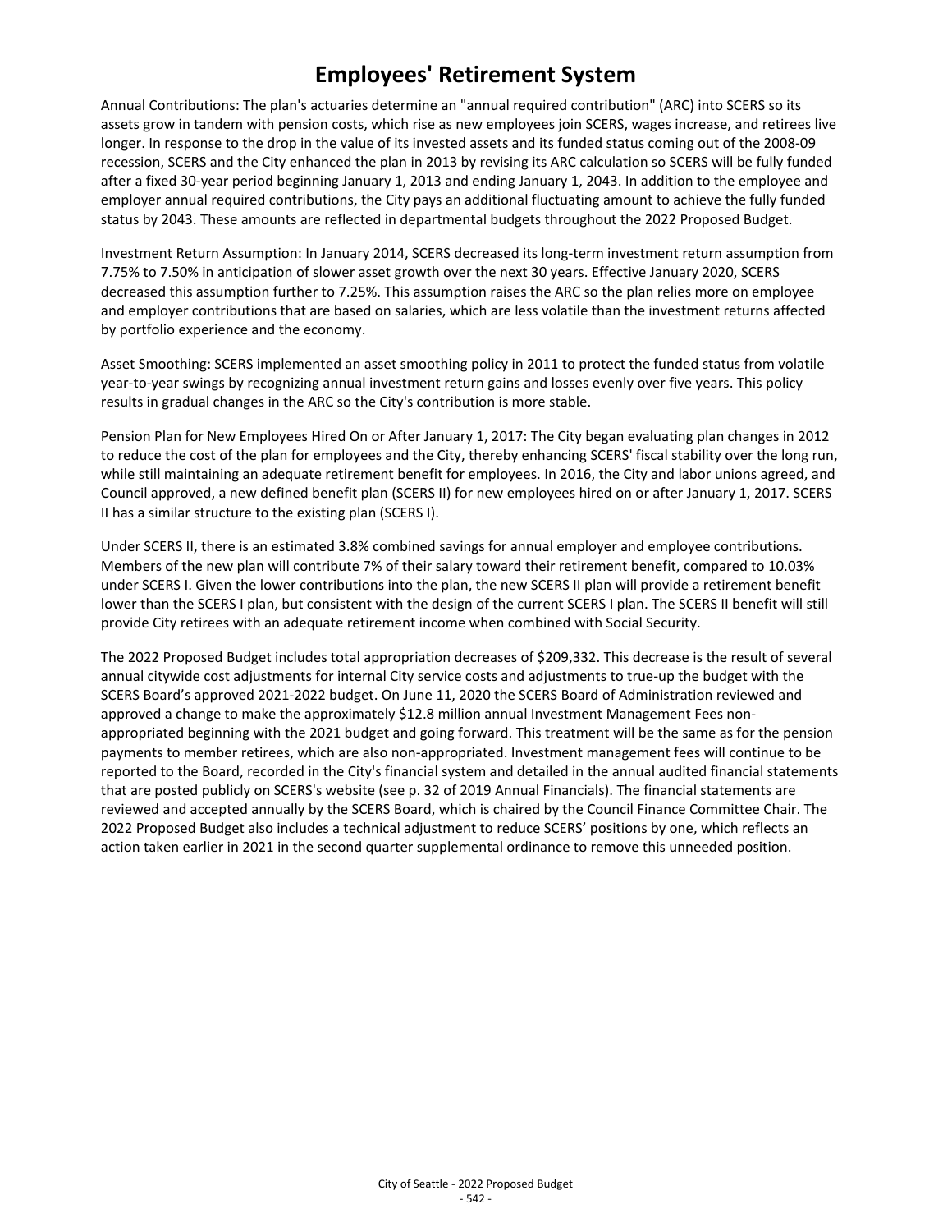# Employees' Retirement System

Annual Contributions: The plan's actuaries determine an "annual required contribution" (ARC) into SCERS so its assets grow in tandem with pension costs, which rise as new employees join SCERS, wages increase, and retirees live longer. In response to the drop in the value of its invested assets and its funded status coming out of the 2008-09 recession, SCERS and the City enhanced the plan in 2013 by revising its ARC calculation so SCERS will be fully funded after a fixed 30-year period beginning January 1, 2013 and ending January 1, 2043. In addition to the employee and employer annual required contributions, the City pays an additional fluctuating amount to achieve the fully funded status by 2043. These amounts are reflected in departmental budgets throughout the 2022 Proposed Budget.

Investment Return Assumption: In January 2014, SCERS decreased its long-term investment return assumption from 7.75% to 7.50% in anticipation of slower asset growth over the next 30 years. Effective January 2020, SCERS decreased this assumption further to 7.25%. This assumption raises the ARC so the plan relies more on employee and employer contributions that are based on salaries, which are less volatile than the investment returns affected by portfolio experience and the economy.

Asset Smoothing: SCERS implemented an asset smoothing policy in 2011 to protect the funded status from volatile year-to-year swings by recognizing annual investment return gains and losses evenly over five years. This policy results in gradual changes in the ARC so the City's contribution is more stable.

Pension Plan for New Employees Hired On or After January 1, 2017: The City began evaluating plan changes in 2012 to reduce the cost of the plan for employees and the City, thereby enhancing SCERS' fiscal stability over the long run, while still maintaining an adequate retirement benefit for employees. In 2016, the City and labor unions agreed, and Council approved, a new defined benefit plan (SCERS II) for new employees hired on or after January 1, 2017. SCERS II has a similar structure to the existing plan (SCERS I).

Under SCERS II, there is an estimated 3.8% combined savings for annual employer and employee contributions. Members of the new plan will contribute 7% of their salary toward their retirement benefit, compared to 10.03% under SCERS I. Given the lower contributions into the plan, the new SCERS II plan will provide a retirement benefit lower than the SCERS I plan, but consistent with the design of the current SCERS I plan. The SCERS II benefit will still provide City retirees with an adequate retirement income when combined with Social Security.

The 2022 Proposed Budget includes total appropriation decreases of $209,332. This decrease is the result of several annual citywide cost adjustments for internal City service costs and adjustments to true-up the budget with the SCERS Board's approved 2021-2022 budget. On June 11, 2020 the SCERS Board of Administration reviewed and approved a change to make the approximately $12.8 million annual Investment Management Fees non-appropriated beginning with the 2021 budget and going forward. This treatment will be the same as for the pension payments to member retirees, which are also non-appropriated. Investment management fees will continue to be reported to the Board, recorded in the City's financial system and detailed in the annual audited financial statements that are posted publicly on SCERS's website (see p. 32 of 2019 Annual Financials). The financial statements are reviewed and accepted annually by the SCERS Board, which is chaired by the Council Finance Committee Chair. The 2022 Proposed Budget also includes a technical adjustment to reduce SCERS' positions by one, which reflects an action taken earlier in 2021 in the second quarter supplemental ordinance to remove this unneeded position.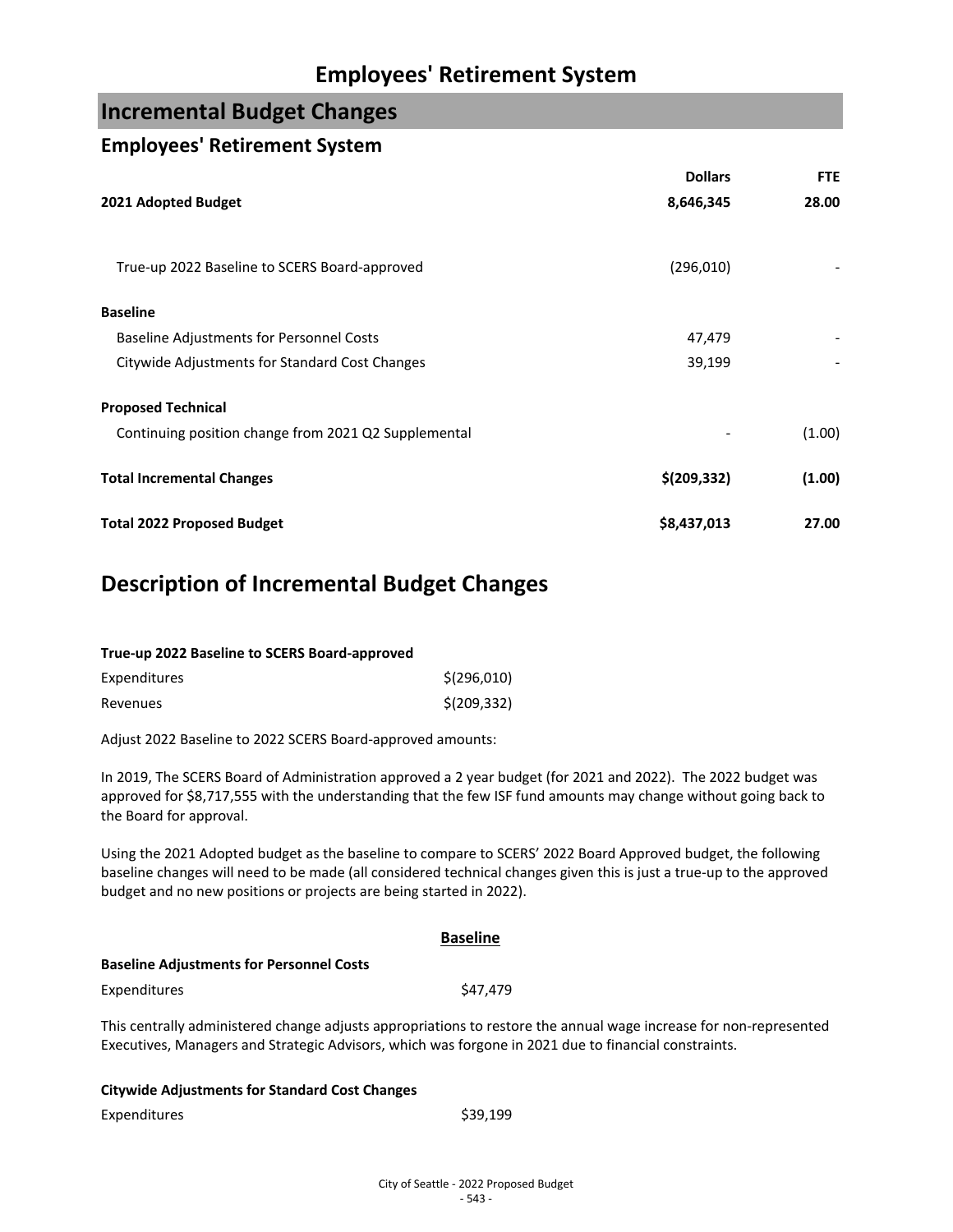# Employees' Retirement System

## Incremental Budget Changes

### Employees' Retirement System

| | Dollars | FTE |
|---|---|---|
| **2021 Adopted Budget** | **8,646,345** | **28.00** |
| True-up 2022 Baseline to SCERS Board-approved | (296,010) | - |
| **Baseline** | | |
| Baseline Adjustments for Personnel Costs | 47,479 | - |
| Citywide Adjustments for Standard Cost Changes | 39,199 | - |
| **Proposed Technical** | | |
| Continuing position change from 2021 Q2 Supplemental | - | (1.00) |
| **Total Incremental Changes** | **$(209,332)** | **(1.00)** |
| **Total 2022 Proposed Budget** | **$8,437,013** | **27.00** |

## Description of Incremental Budget Changes

**True-up 2022 Baseline to SCERS Board-approved**

| | |
|---|---|
| Expenditures | $(296,010) |
| Revenues | $(209,332) |

Adjust 2022 Baseline to 2022 SCERS Board-approved amounts:

In 2019, The SCERS Board of Administration approved a 2 year budget (for 2021 and 2022). The 2022 budget was approved for $8,717,555 with the understanding that the few ISF fund amounts may change without going back to the Board for approval.

Using the 2021 Adopted budget as the baseline to compare to SCERS' 2022 Board Approved budget, the following baseline changes will need to be made (all considered technical changes given this is just a true-up to the approved budget and no new positions or projects are being started in 2022).

**Baseline**

**Baseline Adjustments for Personnel Costs**

| | |
|---|---|
| Expenditures | $47,479 |

This centrally administered change adjusts appropriations to restore the annual wage increase for non-represented Executives, Managers and Strategic Advisors, which was forgone in 2021 due to financial constraints.

**Citywide Adjustments for Standard Cost Changes**

| | |
|---|---|
| Expenditures | $39,199 |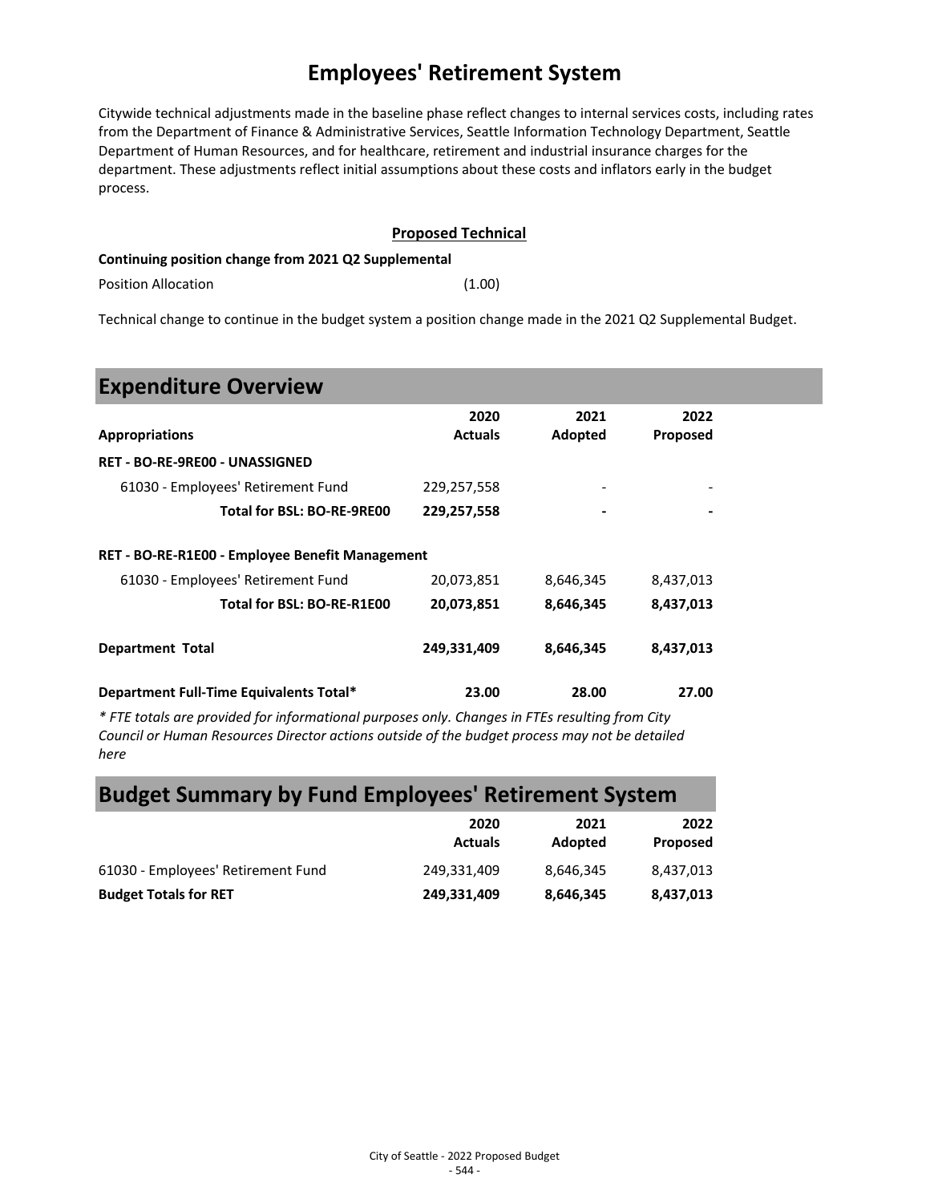# Employees' Retirement System

Citywide technical adjustments made in the baseline phase reflect changes to internal services costs, including rates from the Department of Finance & Administrative Services, Seattle Information Technology Department, Seattle Department of Human Resources, and for healthcare, retirement and industrial insurance charges for the department. These adjustments reflect initial assumptions about these costs and inflators early in the budget process.

**Proposed Technical**

**Continuing position change from 2021 Q2 Supplemental**

| | |
|---|---|
| Position Allocation | (1.00) |

Technical change to continue in the budget system a position change made in the 2021 Q2 Supplemental Budget.

## Expenditure Overview

| Appropriations | 2020 Actuals | 2021 Adopted | 2022 Proposed |
|---|---|---|---|
| **RET - BO-RE-9RE00 - UNASSIGNED** | | | |
| 61030 - Employees' Retirement Fund | 229,257,558 | - | - |
| **Total for BSL: BO-RE-9RE00** | **229,257,558** | **-** | **-** |
| **RET - BO-RE-R1E00 - Employee Benefit Management** | | | |
| 61030 - Employees' Retirement Fund | 20,073,851 | 8,646,345 | 8,437,013 |
| **Total for BSL: BO-RE-R1E00** | **20,073,851** | **8,646,345** | **8,437,013** |
| **Department Total** | **249,331,409** | **8,646,345** | **8,437,013** |
| **Department Full-Time Equivalents Total*** | **23.00** | **28.00** | **27.00** |

*\* FTE totals are provided for informational purposes only. Changes in FTEs resulting from City Council or Human Resources Director actions outside of the budget process may not be detailed here*

## Budget Summary by Fund Employees' Retirement System

| | 2020 Actuals | 2021 Adopted | 2022 Proposed |
|---|---|---|---|
| 61030 - Employees' Retirement Fund | 249,331,409 | 8,646,345 | 8,437,013 |
| **Budget Totals for RET** | **249,331,409** | **8,646,345** | **8,437,013** |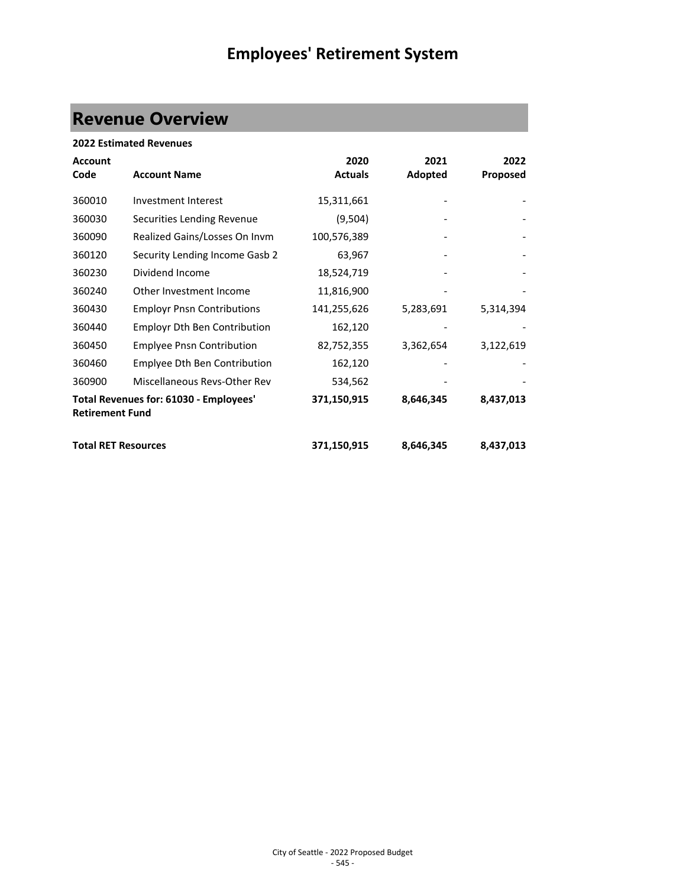# Employees' Retirement System

## Revenue Overview

**2022 Estimated Revenues**

| Account Code | Account Name | 2020 Actuals | 2021 Adopted | 2022 Proposed |
|---|---|---|---|---|
| 360010 | Investment Interest | 15,311,661 | - | - |
| 360030 | Securities Lending Revenue | (9,504) | - | - |
| 360090 | Realized Gains/Losses On Invm | 100,576,389 | - | - |
| 360120 | Security Lending Income Gasb 2 | 63,967 | - | - |
| 360230 | Dividend Income | 18,524,719 | - | - |
| 360240 | Other Investment Income | 11,816,900 | - | - |
| 360430 | Employr Pnsn Contributions | 141,255,626 | 5,283,691 | 5,314,394 |
| 360440 | Employr Dth Ben Contribution | 162,120 | - | - |
| 360450 | Emplyee Pnsn Contribution | 82,752,355 | 3,362,654 | 3,122,619 |
| 360460 | Emplyee Dth Ben Contribution | 162,120 | - | - |
| 360900 | Miscellaneous Revs-Other Rev | 534,562 | - | - |
| **Total Revenues for: 61030 - Employees' Retirement Fund** | | **371,150,915** | **8,646,345** | **8,437,013** |
| **Total RET Resources** | | **371,150,915** | **8,646,345** | **8,437,013** |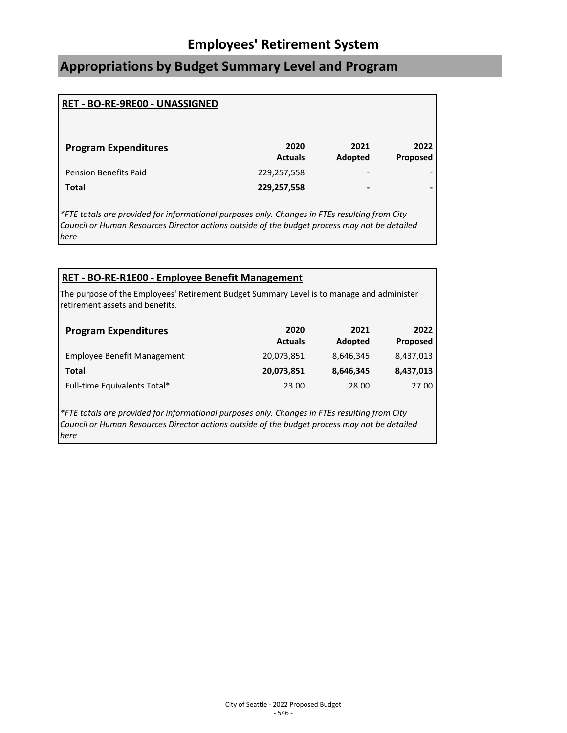# Employees' Retirement System

## Appropriations by Budget Summary Level and Program

### RET - BO-RE-9RE00 - UNASSIGNED

| Program Expenditures | 2020 Actuals | 2021 Adopted | 2022 Proposed |
|---|---|---|---|
| Pension Benefits Paid | 229,257,558 | - | - |
| **Total** | **229,257,558** | **-** | **-** |

*\*FTE totals are provided for informational purposes only. Changes in FTEs resulting from City Council or Human Resources Director actions outside of the budget process may not be detailed here*

### RET - BO-RE-R1E00 - Employee Benefit Management

The purpose of the Employees' Retirement Budget Summary Level is to manage and administer retirement assets and benefits.

| Program Expenditures | 2020 Actuals | 2021 Adopted | 2022 Proposed |
|---|---|---|---|
| Employee Benefit Management | 20,073,851 | 8,646,345 | 8,437,013 |
| **Total** | **20,073,851** | **8,646,345** | **8,437,013** |
| Full-time Equivalents Total* | 23.00 | 28.00 | 27.00 |

*\*FTE totals are provided for informational purposes only. Changes in FTEs resulting from City Council or Human Resources Director actions outside of the budget process may not be detailed here*